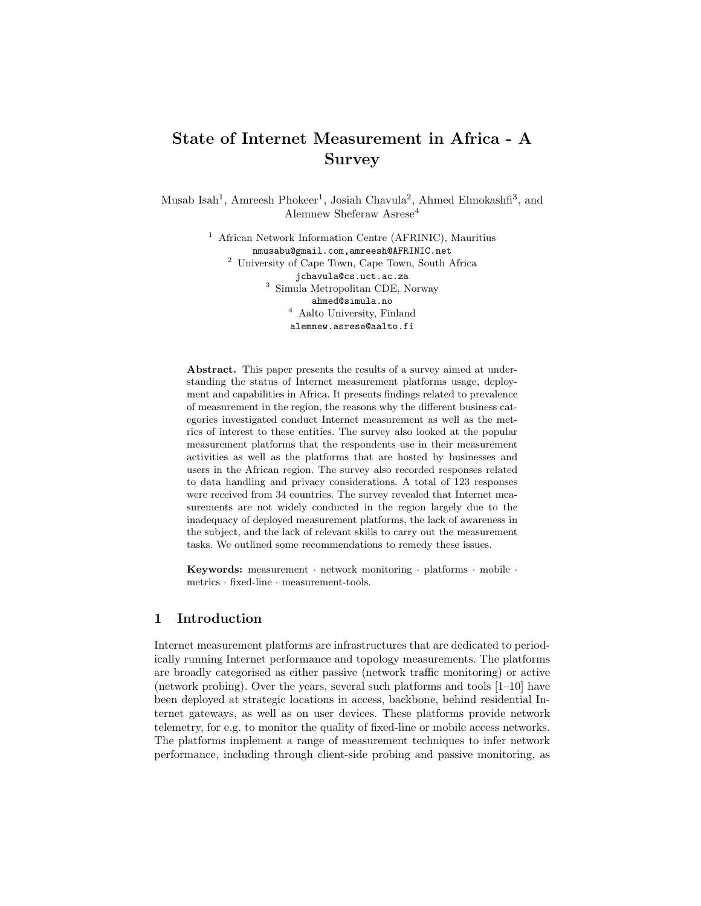# State of Internet Measurement in Africa - A Survey

Musab Isah[1], Amreesh Phokeer[1], Josiah Chavula[2], Ahmed Elmokashfi[3], and Alemnew Sheferaw Asrese[4]

[1] African Network Information Centre (AFRINIC), Mauritius
nmusabu@gmail.com,amreesh@AFRINIC.net

[2] University of Cape Town, Cape Town, South Africa
jchavula@cs.uct.ac.za

[3] Simula Metropolitan CDE, Norway
ahmed@simula.no

[4] Aalto University, Finland
alemnew.asrese@aalto.fi

**Abstract.** This paper presents the results of a survey aimed at understanding the status of Internet measurement platforms usage, deployment and capabilities in Africa. It presents findings related to prevalence of measurement in the region, the reasons why the different business categories investigated conduct Internet measurement as well as the metrics of interest to these entities. The survey also looked at the popular measurement platforms that the respondents use in their measurement activities as well as the platforms that are hosted by businesses and users in the African region. The survey also recorded responses related to data handling and privacy considerations. A total of 123 responses were received from 34 countries. The survey revealed that Internet measurements are not widely conducted in the region largely due to the inadequacy of deployed measurement platforms, the lack of awareness in the subject, and the lack of relevant skills to carry out the measurement tasks. We outlined some recommendations to remedy these issues.

**Keywords:** measurement · network monitoring · platforms · mobile · metrics · fixed-line · measurement-tools.

## 1 Introduction

Internet measurement platforms are infrastructures that are dedicated to periodically running Internet performance and topology measurements. The platforms are broadly categorised as either passive (network traffic monitoring) or active (network probing). Over the years, several such platforms and tools [1–10] have been deployed at strategic locations in access, backbone, behind residential Internet gateways, as well as on user devices. These platforms provide network telemetry, for e.g. to monitor the quality of fixed-line or mobile access networks. The platforms implement a range of measurement techniques to infer network performance, including through client-side probing and passive monitoring, as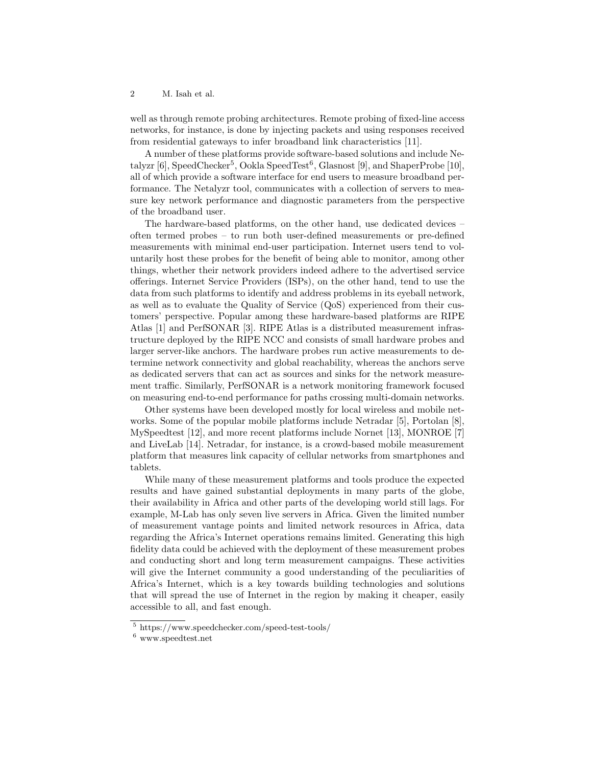well as through remote probing architectures. Remote probing of fixed-line access networks, for instance, is done by injecting packets and using responses received from residential gateways to infer broadband link characteristics [11].

A number of these platforms provide software-based solutions and include Netalyzr [6], SpeedChecker[5], Ookla SpeedTest[6], Glasnost [9], and ShaperProbe [10], all of which provide a software interface for end users to measure broadband performance. The Netalyzr tool, communicates with a collection of servers to measure key network performance and diagnostic parameters from the perspective of the broadband user.

The hardware-based platforms, on the other hand, use dedicated devices – often termed probes – to run both user-defined measurements or pre-defined measurements with minimal end-user participation. Internet users tend to voluntarily host these probes for the benefit of being able to monitor, among other things, whether their network providers indeed adhere to the advertised service offerings. Internet Service Providers (ISPs), on the other hand, tend to use the data from such platforms to identify and address problems in its eyeball network, as well as to evaluate the Quality of Service (QoS) experienced from their customers' perspective. Popular among these hardware-based platforms are RIPE Atlas [1] and PerfSONAR [3]. RIPE Atlas is a distributed measurement infrastructure deployed by the RIPE NCC and consists of small hardware probes and larger server-like anchors. The hardware probes run active measurements to determine network connectivity and global reachability, whereas the anchors serve as dedicated servers that can act as sources and sinks for the network measurement traffic. Similarly, PerfSONAR is a network monitoring framework focused on measuring end-to-end performance for paths crossing multi-domain networks.

Other systems have been developed mostly for local wireless and mobile networks. Some of the popular mobile platforms include Netradar [5], Portolan [8], MySpeedtest [12], and more recent platforms include Nornet [13], MONROE [7] and LiveLab [14]. Netradar, for instance, is a crowd-based mobile measurement platform that measures link capacity of cellular networks from smartphones and tablets.

While many of these measurement platforms and tools produce the expected results and have gained substantial deployments in many parts of the globe, their availability in Africa and other parts of the developing world still lags. For example, M-Lab has only seven live servers in Africa. Given the limited number of measurement vantage points and limited network resources in Africa, data regarding the Africa's Internet operations remains limited. Generating this high fidelity data could be achieved with the deployment of these measurement probes and conducting short and long term measurement campaigns. These activities will give the Internet community a good understanding of the peculiarities of Africa's Internet, which is a key towards building technologies and solutions that will spread the use of Internet in the region by making it cheaper, easily accessible to all, and fast enough.

[5] https://www.speedchecker.com/speed-test-tools/

[6] www.speedtest.net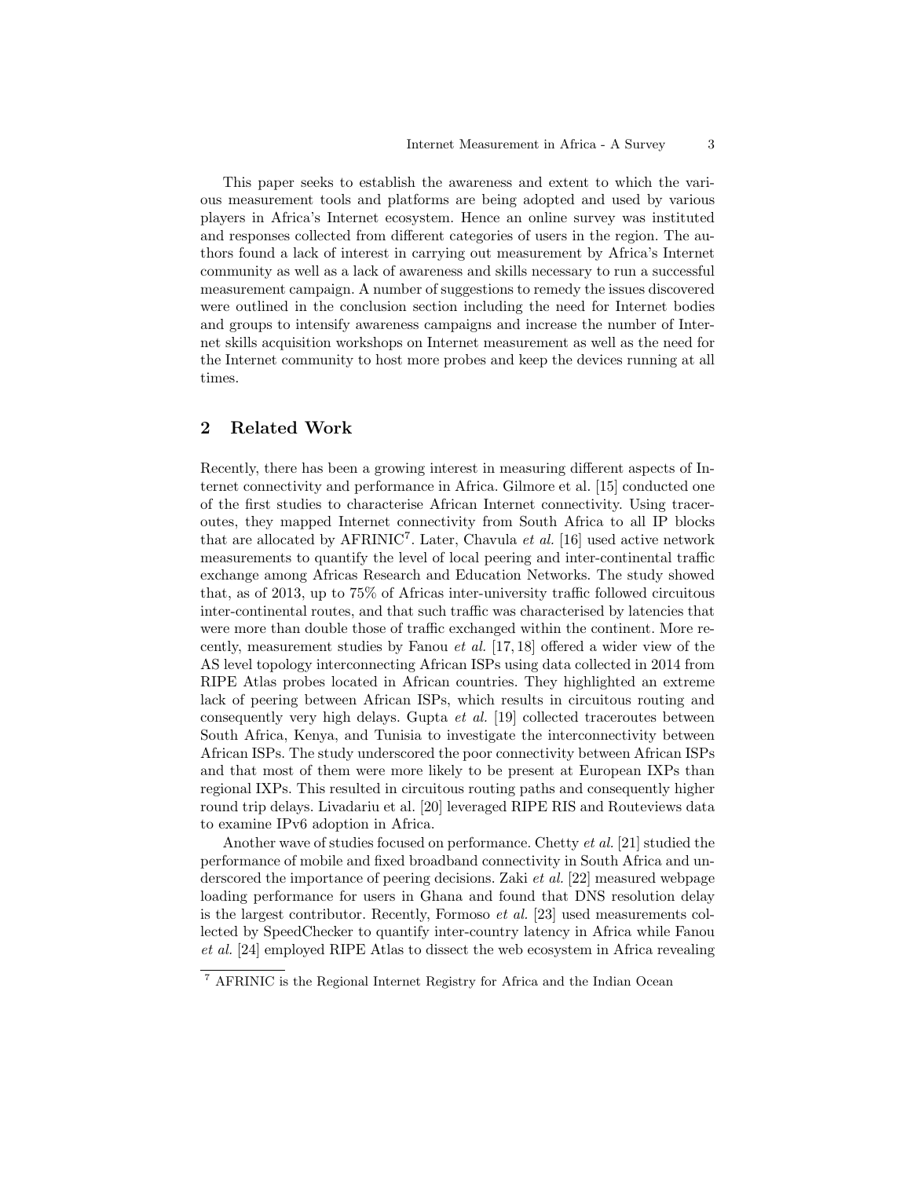This paper seeks to establish the awareness and extent to which the various measurement tools and platforms are being adopted and used by various players in Africa's Internet ecosystem. Hence an online survey was instituted and responses collected from different categories of users in the region. The authors found a lack of interest in carrying out measurement by Africa's Internet community as well as a lack of awareness and skills necessary to run a successful measurement campaign. A number of suggestions to remedy the issues discovered were outlined in the conclusion section including the need for Internet bodies and groups to intensify awareness campaigns and increase the number of Internet skills acquisition workshops on Internet measurement as well as the need for the Internet community to host more probes and keep the devices running at all times.

## 2 Related Work

Recently, there has been a growing interest in measuring different aspects of Internet connectivity and performance in Africa. Gilmore et al. [15] conducted one of the first studies to characterise African Internet connectivity. Using traceroutes, they mapped Internet connectivity from South Africa to all IP blocks that are allocated by AFRINIC[7]. Later, Chavula *et al.* [16] used active network measurements to quantify the level of local peering and inter-continental traffic exchange among Africas Research and Education Networks. The study showed that, as of 2013, up to 75% of Africas inter-university traffic followed circuitous inter-continental routes, and that such traffic was characterised by latencies that were more than double those of traffic exchanged within the continent. More recently, measurement studies by Fanou *et al.* [17, 18] offered a wider view of the AS level topology interconnecting African ISPs using data collected in 2014 from RIPE Atlas probes located in African countries. They highlighted an extreme lack of peering between African ISPs, which results in circuitous routing and consequently very high delays. Gupta *et al.* [19] collected traceroutes between South Africa, Kenya, and Tunisia to investigate the interconnectivity between African ISPs. The study underscored the poor connectivity between African ISPs and that most of them were more likely to be present at European IXPs than regional IXPs. This resulted in circuitous routing paths and consequently higher round trip delays. Livadariu et al. [20] leveraged RIPE RIS and Routeviews data to examine IPv6 adoption in Africa.

Another wave of studies focused on performance. Chetty *et al.* [21] studied the performance of mobile and fixed broadband connectivity in South Africa and underscored the importance of peering decisions. Zaki *et al.* [22] measured webpage loading performance for users in Ghana and found that DNS resolution delay is the largest contributor. Recently, Formoso *et al.* [23] used measurements collected by SpeedChecker to quantify inter-country latency in Africa while Fanou *et al.* [24] employed RIPE Atlas to dissect the web ecosystem in Africa revealing

[7] AFRINIC is the Regional Internet Registry for Africa and the Indian Ocean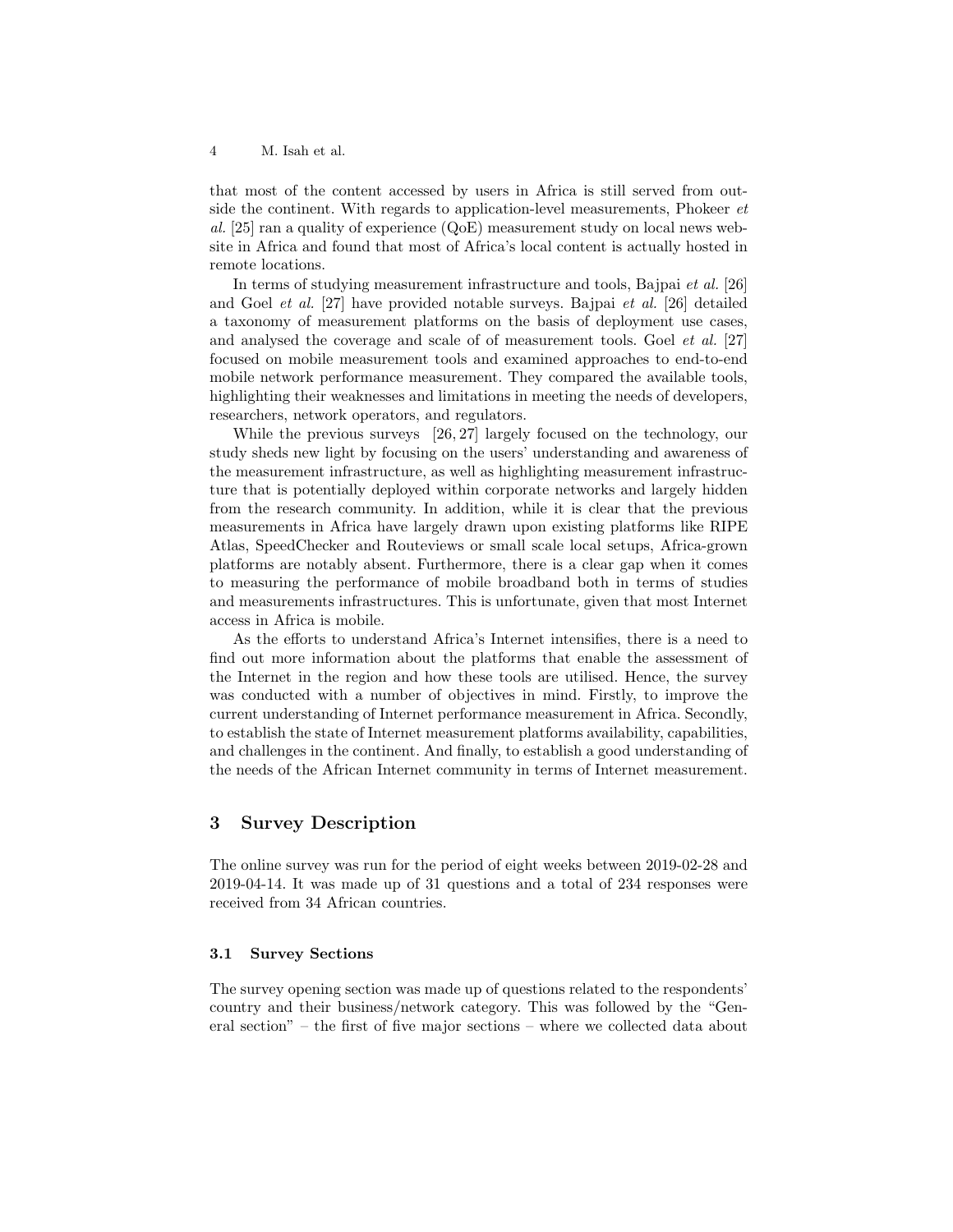that most of the content accessed by users in Africa is still served from outside the continent. With regards to application-level measurements, Phokeer *et al.* [25] ran a quality of experience (QoE) measurement study on local news website in Africa and found that most of Africa's local content is actually hosted in remote locations.

In terms of studying measurement infrastructure and tools, Bajpai *et al.* [26] and Goel *et al.* [27] have provided notable surveys. Bajpai *et al.* [26] detailed a taxonomy of measurement platforms on the basis of deployment use cases, and analysed the coverage and scale of of measurement tools. Goel *et al.* [27] focused on mobile measurement tools and examined approaches to end-to-end mobile network performance measurement. They compared the available tools, highlighting their weaknesses and limitations in meeting the needs of developers, researchers, network operators, and regulators.

While the previous surveys [26, 27] largely focused on the technology, our study sheds new light by focusing on the users' understanding and awareness of the measurement infrastructure, as well as highlighting measurement infrastructure that is potentially deployed within corporate networks and largely hidden from the research community. In addition, while it is clear that the previous measurements in Africa have largely drawn upon existing platforms like RIPE Atlas, SpeedChecker and Routeviews or small scale local setups, Africa-grown platforms are notably absent. Furthermore, there is a clear gap when it comes to measuring the performance of mobile broadband both in terms of studies and measurements infrastructures. This is unfortunate, given that most Internet access in Africa is mobile.

As the efforts to understand Africa's Internet intensifies, there is a need to find out more information about the platforms that enable the assessment of the Internet in the region and how these tools are utilised. Hence, the survey was conducted with a number of objectives in mind. Firstly, to improve the current understanding of Internet performance measurement in Africa. Secondly, to establish the state of Internet measurement platforms availability, capabilities, and challenges in the continent. And finally, to establish a good understanding of the needs of the African Internet community in terms of Internet measurement.

## 3 Survey Description

The online survey was run for the period of eight weeks between 2019-02-28 and 2019-04-14. It was made up of 31 questions and a total of 234 responses were received from 34 African countries.

### 3.1 Survey Sections

The survey opening section was made up of questions related to the respondents' country and their business/network category. This was followed by the "General section" – the first of five major sections – where we collected data about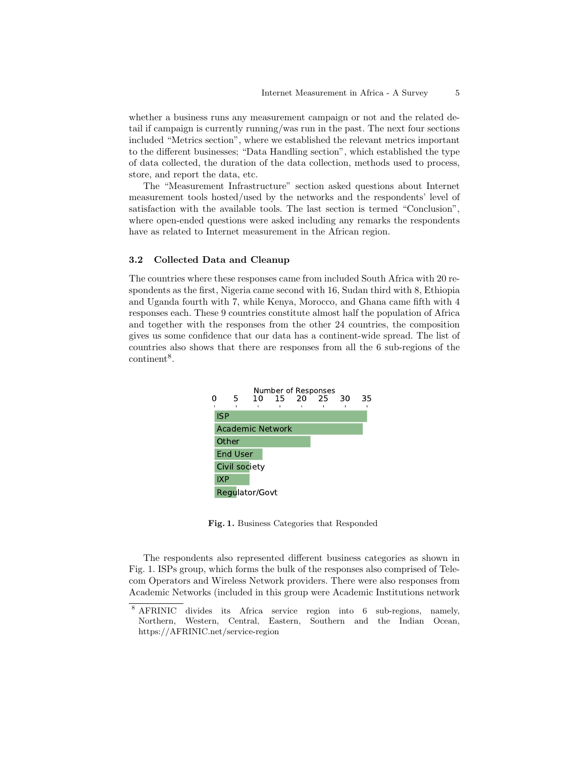whether a business runs any measurement campaign or not and the related detail if campaign is currently running/was run in the past. The next four sections included "Metrics section", where we established the relevant metrics important to the different businesses; "Data Handling section", which established the type of data collected, the duration of the data collection, methods used to process, store, and report the data, etc.

The "Measurement Infrastructure" section asked questions about Internet measurement tools hosted/used by the networks and the respondents' level of satisfaction with the available tools. The last section is termed "Conclusion", where open-ended questions were asked including any remarks the respondents have as related to Internet measurement in the African region.

### 3.2 Collected Data and Cleanup

The countries where these responses came from included South Africa with 20 respondents as the first, Nigeria came second with 16, Sudan third with 8, Ethiopia and Uganda fourth with 7, while Kenya, Morocco, and Ghana came fifth with 4 responses each. These 9 countries constitute almost half the population of Africa and together with the responses from the other 24 countries, the composition gives us some confidence that our data has a continent-wide spread. The list of countries also shows that there are responses from all the 6 sub-regions of the continent[8].

**Fig. 1.** Business Categories that Responded

The respondents also represented different business categories as shown in Fig. 1. ISPs group, which forms the bulk of the responses also comprised of Telecom Operators and Wireless Network providers. There were also responses from Academic Networks (included in this group were Academic Institutions network

[8] AFRINIC divides its Africa service region into 6 sub-regions, namely, Northern, Western, Central, Eastern, Southern and the Indian Ocean, https://AFRINIC.net/service-region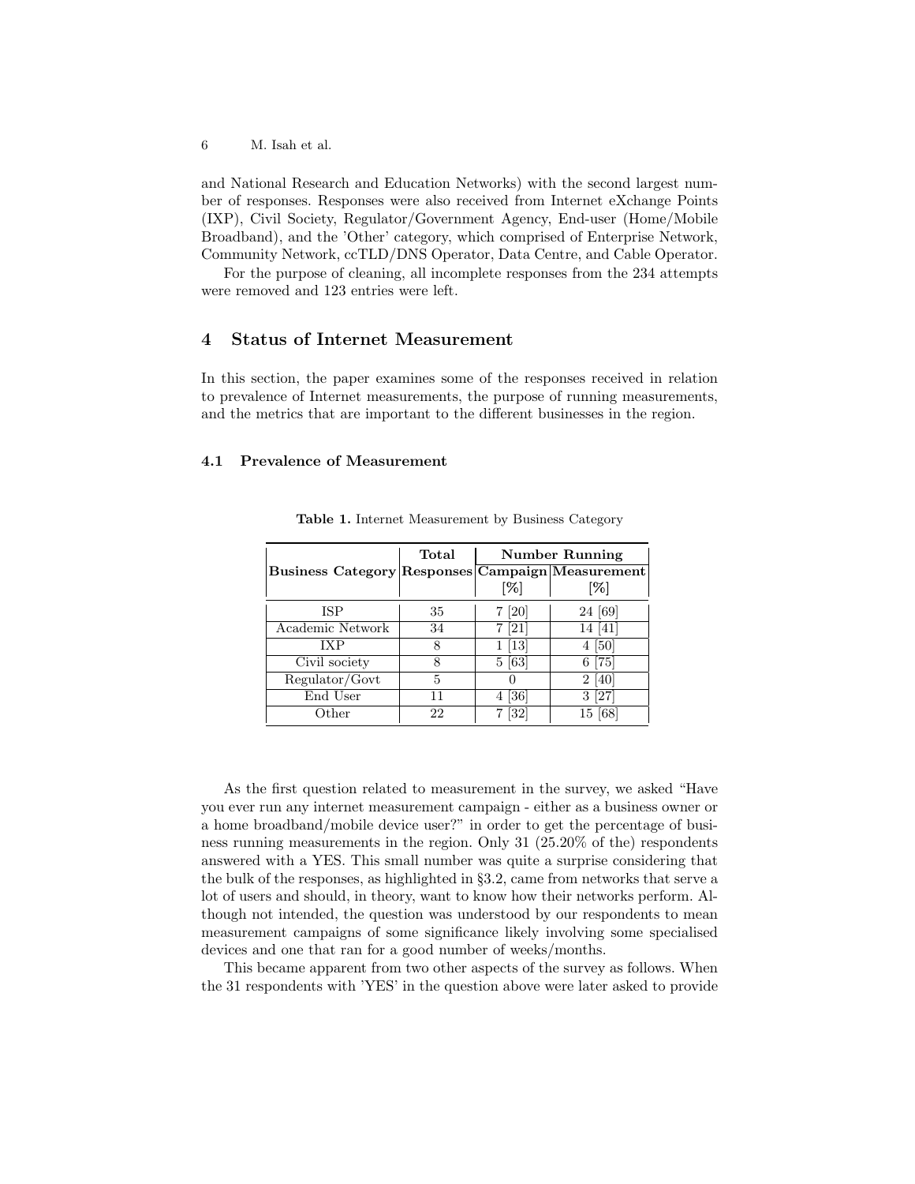and National Research and Education Networks) with the second largest number of responses. Responses were also received from Internet eXchange Points (IXP), Civil Society, Regulator/Government Agency, End-user (Home/Mobile Broadband), and the 'Other' category, which comprised of Enterprise Network, Community Network, ccTLD/DNS Operator, Data Centre, and Cable Operator.

For the purpose of cleaning, all incomplete responses from the 234 attempts were removed and 123 entries were left.

## 4 Status of Internet Measurement

In this section, the paper examines some of the responses received in relation to prevalence of Internet measurements, the purpose of running measurements, and the metrics that are important to the different businesses in the region.

### 4.1 Prevalence of Measurement

**Table 1.** Internet Measurement by Business Category

| Business Category | Total Responses | Number Running Campaign [%] | Number Running Measurement [%] |
|---|---|---|---|
| ISP | 35 | 7 [20] | 24 [69] |
| Academic Network | 34 | 7 [21] | 14 [41] |
| IXP | 8 | 1 [13] | 4 [50] |
| Civil society | 8 | 5 [63] | 6 [75] |
| Regulator/Govt | 5 | 0 | 2 [40] |
| End User | 11 | 4 [36] | 3 [27] |
| Other | 22 | 7 [32] | 15 [68] |

As the first question related to measurement in the survey, we asked "Have you ever run any internet measurement campaign - either as a business owner or a home broadband/mobile device user?" in order to get the percentage of business running measurements in the region. Only 31 (25.20% of the) respondents answered with a YES. This small number was quite a surprise considering that the bulk of the responses, as highlighted in §3.2, came from networks that serve a lot of users and should, in theory, want to know how their networks perform. Although not intended, the question was understood by our respondents to mean measurement campaigns of some significance likely involving some specialised devices and one that ran for a good number of weeks/months.

This became apparent from two other aspects of the survey as follows. When the 31 respondents with 'YES' in the question above were later asked to provide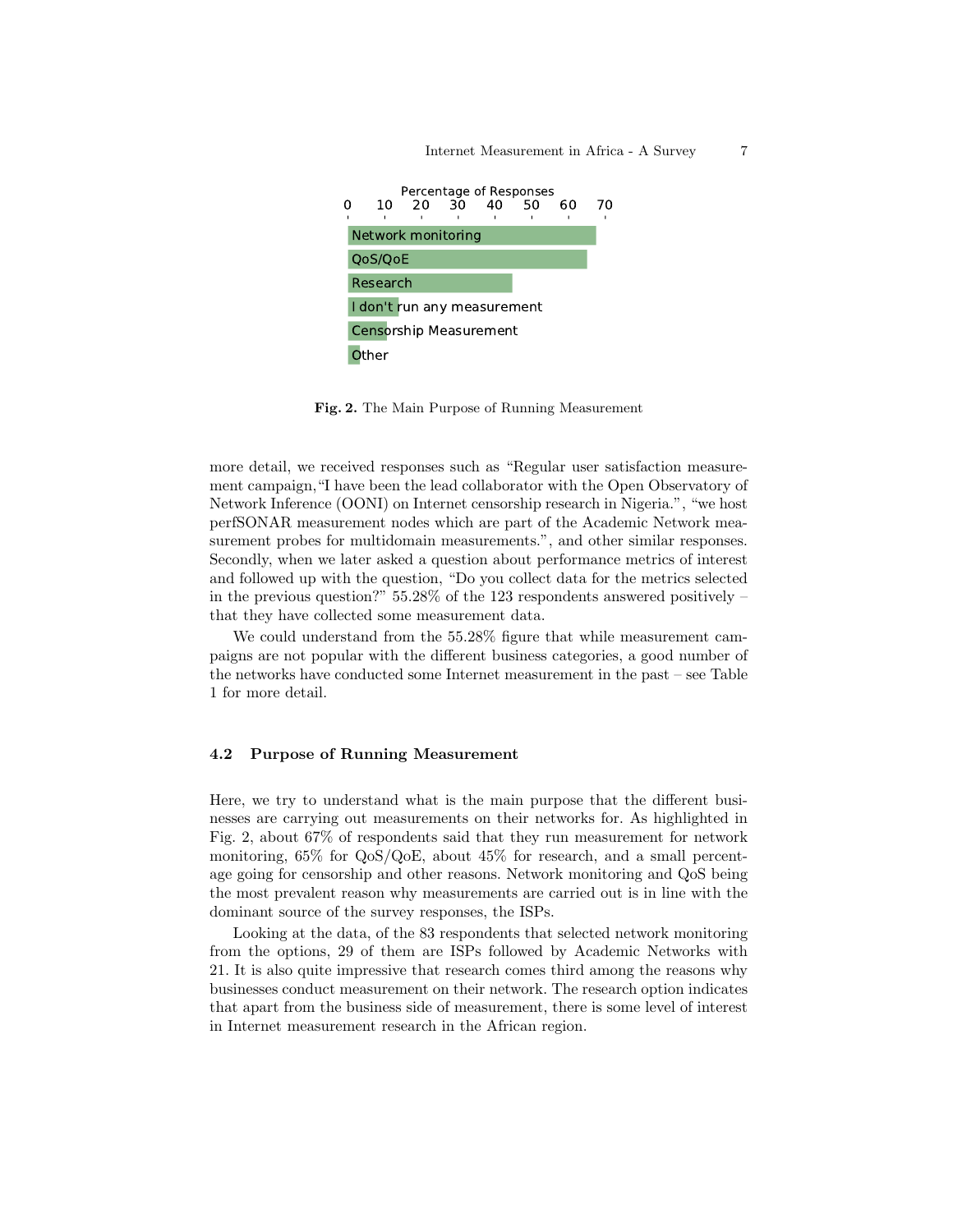Fig. 2. The Main Purpose of Running Measurement

more detail, we received responses such as "Regular user satisfaction measurement campaign,"I have been the lead collaborator with the Open Observatory of Network Inference (OONI) on Internet censorship research in Nigeria.", "we host perfSONAR measurement nodes which are part of the Academic Network measurement probes for multidomain measurements.", and other similar responses. Secondly, when we later asked a question about performance metrics of interest and followed up with the question, "Do you collect data for the metrics selected in the previous question?" 55.28% of the 123 respondents answered positively – that they have collected some measurement data.

We could understand from the 55.28% figure that while measurement campaigns are not popular with the different business categories, a good number of the networks have conducted some Internet measurement in the past – see Table 1 for more detail.

### 4.2 Purpose of Running Measurement

Here, we try to understand what is the main purpose that the different businesses are carrying out measurements on their networks for. As highlighted in Fig. 2, about 67% of respondents said that they run measurement for network monitoring, 65% for QoS/QoE, about 45% for research, and a small percentage going for censorship and other reasons. Network monitoring and QoS being the most prevalent reason why measurements are carried out is in line with the dominant source of the survey responses, the ISPs.

Looking at the data, of the 83 respondents that selected network monitoring from the options, 29 of them are ISPs followed by Academic Networks with 21. It is also quite impressive that research comes third among the reasons why businesses conduct measurement on their network. The research option indicates that apart from the business side of measurement, there is some level of interest in Internet measurement research in the African region.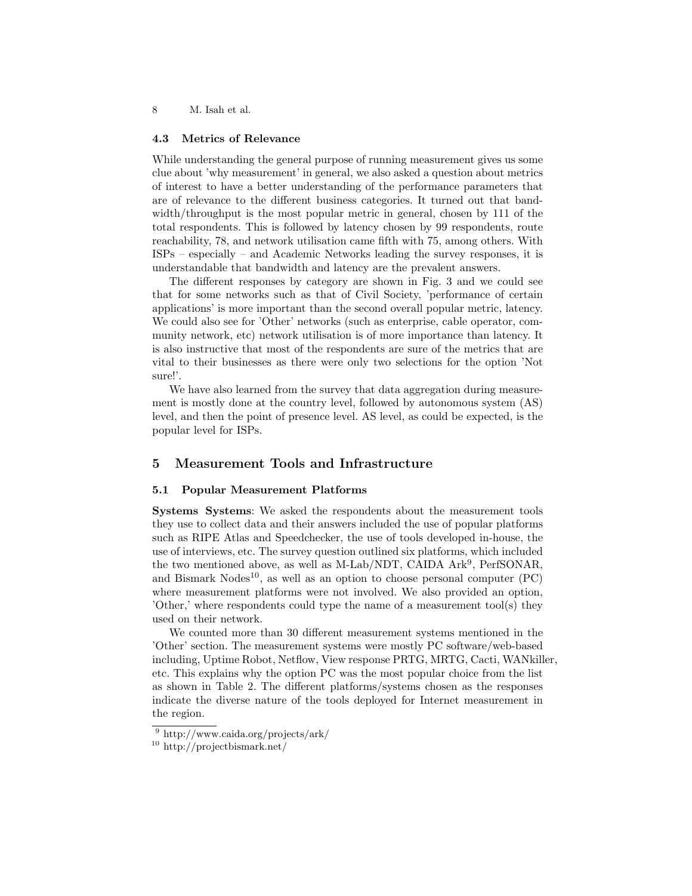### 4.3 Metrics of Relevance

While understanding the general purpose of running measurement gives us some clue about 'why measurement' in general, we also asked a question about metrics of interest to have a better understanding of the performance parameters that are of relevance to the different business categories. It turned out that bandwidth/throughput is the most popular metric in general, chosen by 111 of the total respondents. This is followed by latency chosen by 99 respondents, route reachability, 78, and network utilisation came fifth with 75, among others. With ISPs – especially – and Academic Networks leading the survey responses, it is understandable that bandwidth and latency are the prevalent answers.

The different responses by category are shown in Fig. 3 and we could see that for some networks such as that of Civil Society, 'performance of certain applications' is more important than the second overall popular metric, latency. We could also see for 'Other' networks (such as enterprise, cable operator, community network, etc) network utilisation is of more importance than latency. It is also instructive that most of the respondents are sure of the metrics that are vital to their businesses as there were only two selections for the option 'Not sure!'.

We have also learned from the survey that data aggregation during measurement is mostly done at the country level, followed by autonomous system (AS) level, and then the point of presence level. AS level, as could be expected, is the popular level for ISPs.

## 5 Measurement Tools and Infrastructure

### 5.1 Popular Measurement Platforms

**Systems Systems**: We asked the respondents about the measurement tools they use to collect data and their answers included the use of popular platforms such as RIPE Atlas and Speedchecker, the use of tools developed in-house, the use of interviews, etc. The survey question outlined six platforms, which included the two mentioned above, as well as M-Lab/NDT, CAIDA Ark[9], PerfSONAR, and Bismark Nodes[10], as well as an option to choose personal computer (PC) where measurement platforms were not involved. We also provided an option, 'Other,' where respondents could type the name of a measurement tool(s) they used on their network.

We counted more than 30 different measurement systems mentioned in the 'Other' section. The measurement systems were mostly PC software/web-based including, Uptime Robot, Netflow, View response PRTG, MRTG, Cacti, WANkiller, etc. This explains why the option PC was the most popular choice from the list as shown in Table 2. The different platforms/systems chosen as the responses indicate the diverse nature of the tools deployed for Internet measurement in the region.

[9] http://www.caida.org/projects/ark/

[10] http://projectbismark.net/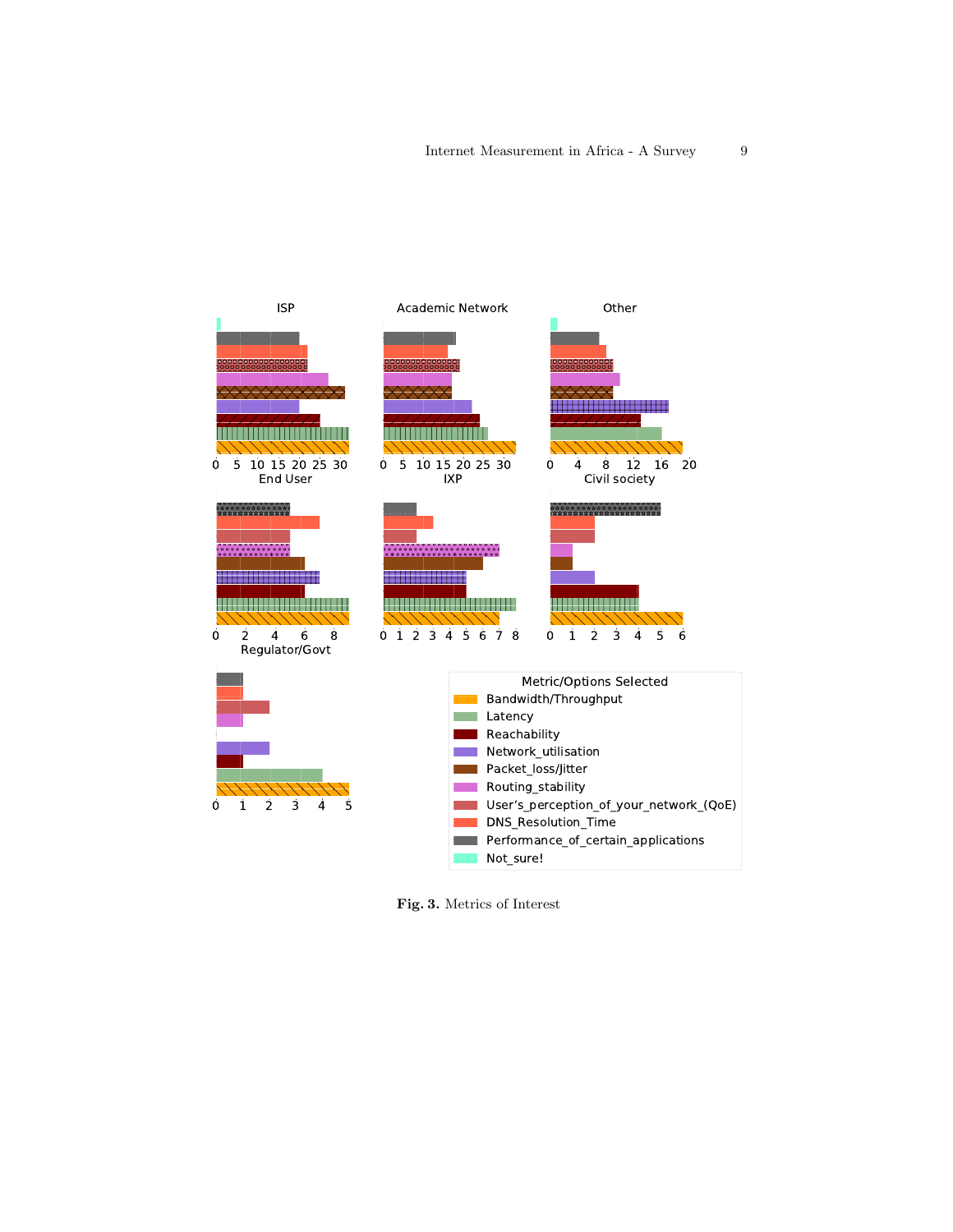Fig. 3. Metrics of Interest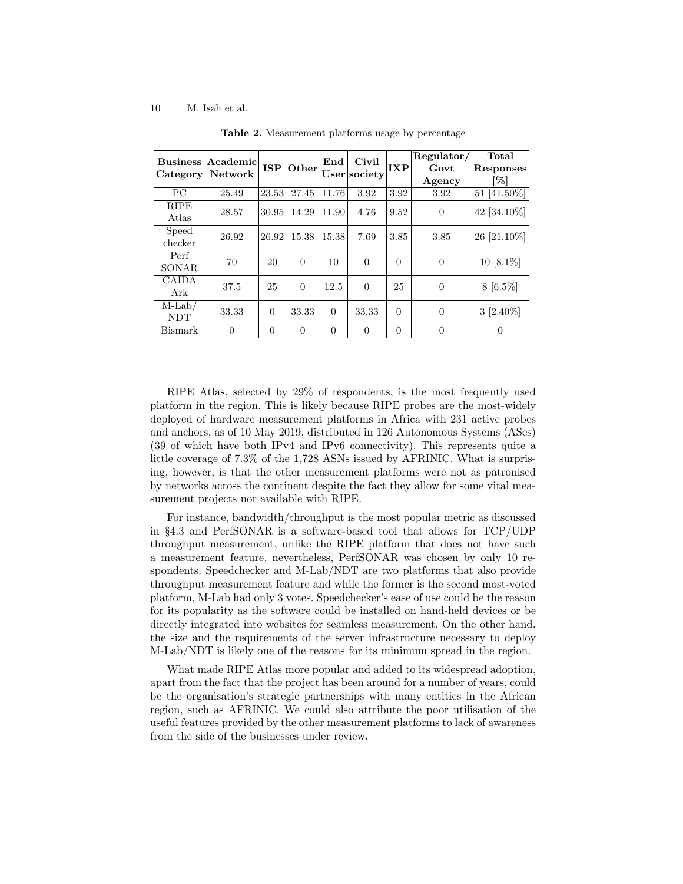**Table 2.** Measurement platforms usage by percentage

| Business Category | Academic Network | ISP | Other | End User | Civil society | IXP | Regulator/ Govt Agency | Total Responses [%] |
|---|---|---|---|---|---|---|---|---|
| PC | 25.49 | 23.53 | 27.45 | 11.76 | 3.92 | 3.92 | 3.92 | 51 [41.50%] |
| RIPE Atlas | 28.57 | 30.95 | 14.29 | 11.90 | 4.76 | 9.52 | 0 | 42 [34.10%] |
| Speed checker | 26.92 | 26.92 | 15.38 | 15.38 | 7.69 | 3.85 | 3.85 | 26 [21.10%] |
| Perf SONAR | 70 | 20 | 0 | 10 | 0 | 0 | 0 | 10 [8.1%] |
| CAIDA Ark | 37.5 | 25 | 0 | 12.5 | 0 | 25 | 0 | 8 [6.5%] |
| M-Lab/ NDT | 33.33 | 0 | 33.33 | 0 | 33.33 | 0 | 0 | 3 [2.40%] |
| Bismark | 0 | 0 | 0 | 0 | 0 | 0 | 0 | 0 |

RIPE Atlas, selected by 29% of respondents, is the most frequently used platform in the region. This is likely because RIPE probes are the most-widely deployed of hardware measurement platforms in Africa with 231 active probes and anchors, as of 10 May 2019, distributed in 126 Autonomous Systems (ASes) (39 of which have both IPv4 and IPv6 connectivity). This represents quite a little coverage of 7.3% of the 1,728 ASNs issued by AFRINIC. What is surprising, however, is that the other measurement platforms were not as patronised by networks across the continent despite the fact they allow for some vital measurement projects not available with RIPE.

For instance, bandwidth/throughput is the most popular metric as discussed in §4.3 and PerfSONAR is a software-based tool that allows for TCP/UDP throughput measurement, unlike the RIPE platform that does not have such a measurement feature, nevertheless, PerfSONAR was chosen by only 10 respondents. Speedchecker and M-Lab/NDT are two platforms that also provide throughput measurement feature and while the former is the second most-voted platform, M-Lab had only 3 votes. Speedchecker's ease of use could be the reason for its popularity as the software could be installed on hand-held devices or be directly integrated into websites for seamless measurement. On the other hand, the size and the requirements of the server infrastructure necessary to deploy M-Lab/NDT is likely one of the reasons for its minimum spread in the region.

What made RIPE Atlas more popular and added to its widespread adoption, apart from the fact that the project has been around for a number of years, could be the organisation's strategic partnerships with many entities in the African region, such as AFRINIC. We could also attribute the poor utilisation of the useful features provided by the other measurement platforms to lack of awareness from the side of the businesses under review.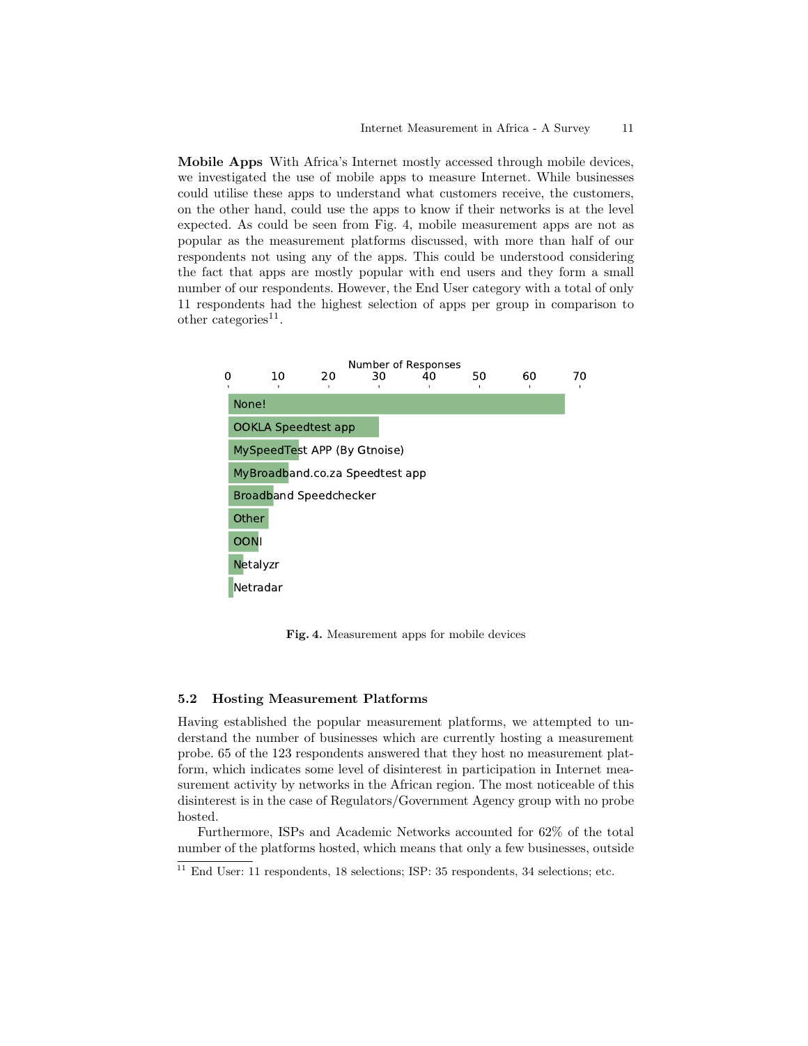**Mobile Apps** With Africa's Internet mostly accessed through mobile devices, we investigated the use of mobile apps to measure Internet. While businesses could utilise these apps to understand what customers receive, the customers, on the other hand, could use the apps to know if their networks is at the level expected. As could be seen from Fig. 4, mobile measurement apps are not as popular as the measurement platforms discussed, with more than half of our respondents not using any of the apps. This could be understood considering the fact that apps are mostly popular with end users and they form a small number of our respondents. However, the End User category with a total of only 11 respondents had the highest selection of apps per group in comparison to other categories[11].

Fig. 4. Measurement apps for mobile devices

## 5.2 Hosting Measurement Platforms

Having established the popular measurement platforms, we attempted to understand the number of businesses which are currently hosting a measurement probe. 65 of the 123 respondents answered that they host no measurement platform, which indicates some level of disinterest in participation in Internet measurement activity by networks in the African region. The most noticeable of this disinterest is in the case of Regulators/Government Agency group with no probe hosted.

Furthermore, ISPs and Academic Networks accounted for 62% of the total number of the platforms hosted, which means that only a few businesses, outside

[11] End User: 11 respondents, 18 selections; ISP: 35 respondents, 34 selections; etc.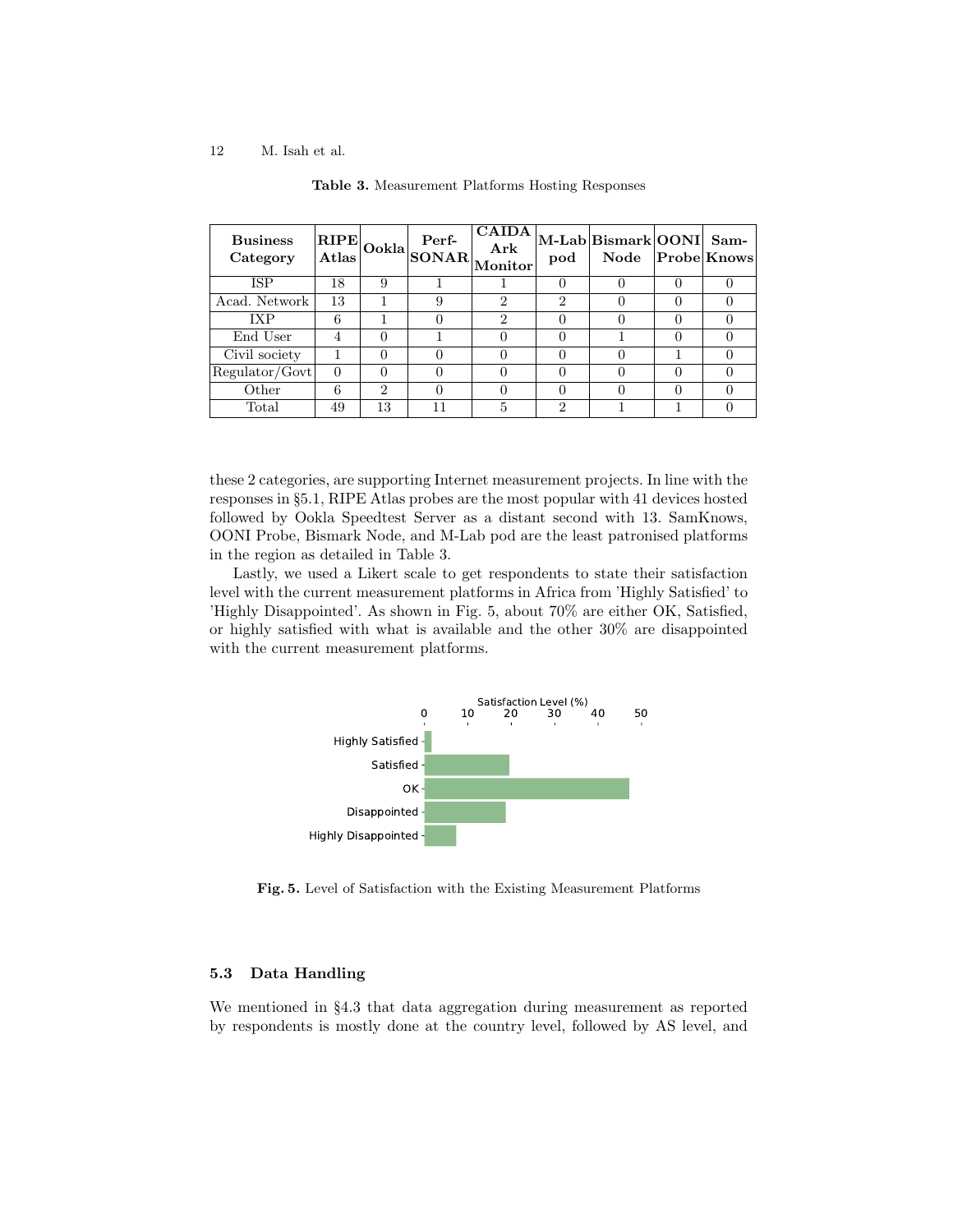**Table 3.** Measurement Platforms Hosting Responses

| Business Category | RIPE Atlas | Ookla | Perf-SONAR | CAIDA Ark Monitor | M-Lab pod | Bismark Node | OONI Probe | Sam-Knows |
|---|---|---|---|---|---|---|---|---|
| ISP | 18 | 9 | 1 | 1 | 0 | 0 | 0 | 0 |
| Acad. Network | 13 | 1 | 9 | 2 | 2 | 0 | 0 | 0 |
| IXP | 6 | 1 | 0 | 2 | 0 | 0 | 0 | 0 |
| End User | 4 | 0 | 1 | 0 | 0 | 1 | 0 | 0 |
| Civil society | 1 | 0 | 0 | 0 | 0 | 0 | 1 | 0 |
| Regulator/Govt | 0 | 0 | 0 | 0 | 0 | 0 | 0 | 0 |
| Other | 6 | 2 | 0 | 0 | 0 | 0 | 0 | 0 |
| Total | 49 | 13 | 11 | 5 | 2 | 1 | 1 | 0 |

these 2 categories, are supporting Internet measurement projects. In line with the responses in §5.1, RIPE Atlas probes are the most popular with 41 devices hosted followed by Ookla Speedtest Server as a distant second with 13. SamKnows, OONI Probe, Bismark Node, and M-Lab pod are the least patronised platforms in the region as detailed in Table 3.

Lastly, we used a Likert scale to get respondents to state their satisfaction level with the current measurement platforms in Africa from 'Highly Satisfied' to 'Highly Disappointed'. As shown in Fig. 5, about 70% are either OK, Satisfied, or highly satisfied with what is available and the other 30% are disappointed with the current measurement platforms.

**Fig. 5.** Level of Satisfaction with the Existing Measurement Platforms

### 5.3 Data Handling

We mentioned in §4.3 that data aggregation during measurement as reported by respondents is mostly done at the country level, followed by AS level, and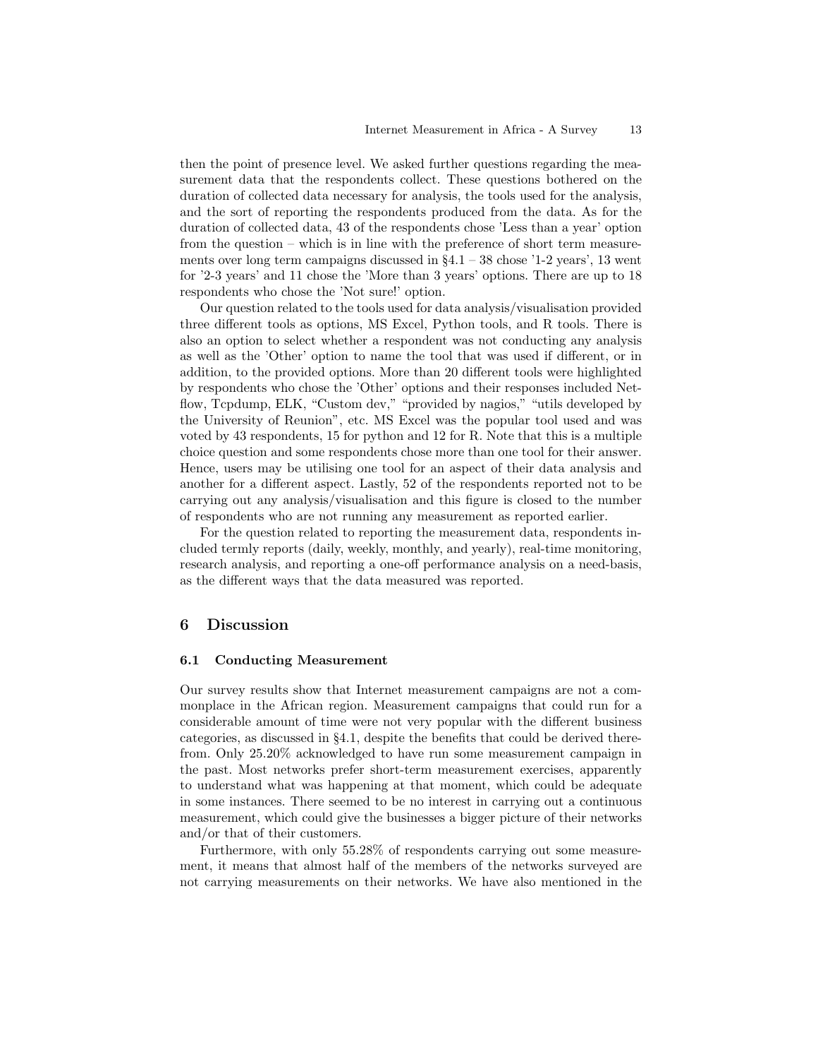then the point of presence level. We asked further questions regarding the measurement data that the respondents collect. These questions bothered on the duration of collected data necessary for analysis, the tools used for the analysis, and the sort of reporting the respondents produced from the data. As for the duration of collected data, 43 of the respondents chose 'Less than a year' option from the question – which is in line with the preference of short term measurements over long term campaigns discussed in §4.1 – 38 chose '1-2 years', 13 went for '2-3 years' and 11 chose the 'More than 3 years' options. There are up to 18 respondents who chose the 'Not sure!' option.

Our question related to the tools used for data analysis/visualisation provided three different tools as options, MS Excel, Python tools, and R tools. There is also an option to select whether a respondent was not conducting any analysis as well as the 'Other' option to name the tool that was used if different, or in addition, to the provided options. More than 20 different tools were highlighted by respondents who chose the 'Other' options and their responses included Netflow, Tcpdump, ELK, "Custom dev," "provided by nagios," "utils developed by the University of Reunion", etc. MS Excel was the popular tool used and was voted by 43 respondents, 15 for python and 12 for R. Note that this is a multiple choice question and some respondents chose more than one tool for their answer. Hence, users may be utilising one tool for an aspect of their data analysis and another for a different aspect. Lastly, 52 of the respondents reported not to be carrying out any analysis/visualisation and this figure is closed to the number of respondents who are not running any measurement as reported earlier.

For the question related to reporting the measurement data, respondents included termly reports (daily, weekly, monthly, and yearly), real-time monitoring, research analysis, and reporting a one-off performance analysis on a need-basis, as the different ways that the data measured was reported.

## 6 Discussion

### 6.1 Conducting Measurement

Our survey results show that Internet measurement campaigns are not a commonplace in the African region. Measurement campaigns that could run for a considerable amount of time were not very popular with the different business categories, as discussed in §4.1, despite the benefits that could be derived therefrom. Only 25.20% acknowledged to have run some measurement campaign in the past. Most networks prefer short-term measurement exercises, apparently to understand what was happening at that moment, which could be adequate in some instances. There seemed to be no interest in carrying out a continuous measurement, which could give the businesses a bigger picture of their networks and/or that of their customers.

Furthermore, with only 55.28% of respondents carrying out some measurement, it means that almost half of the members of the networks surveyed are not carrying measurements on their networks. We have also mentioned in the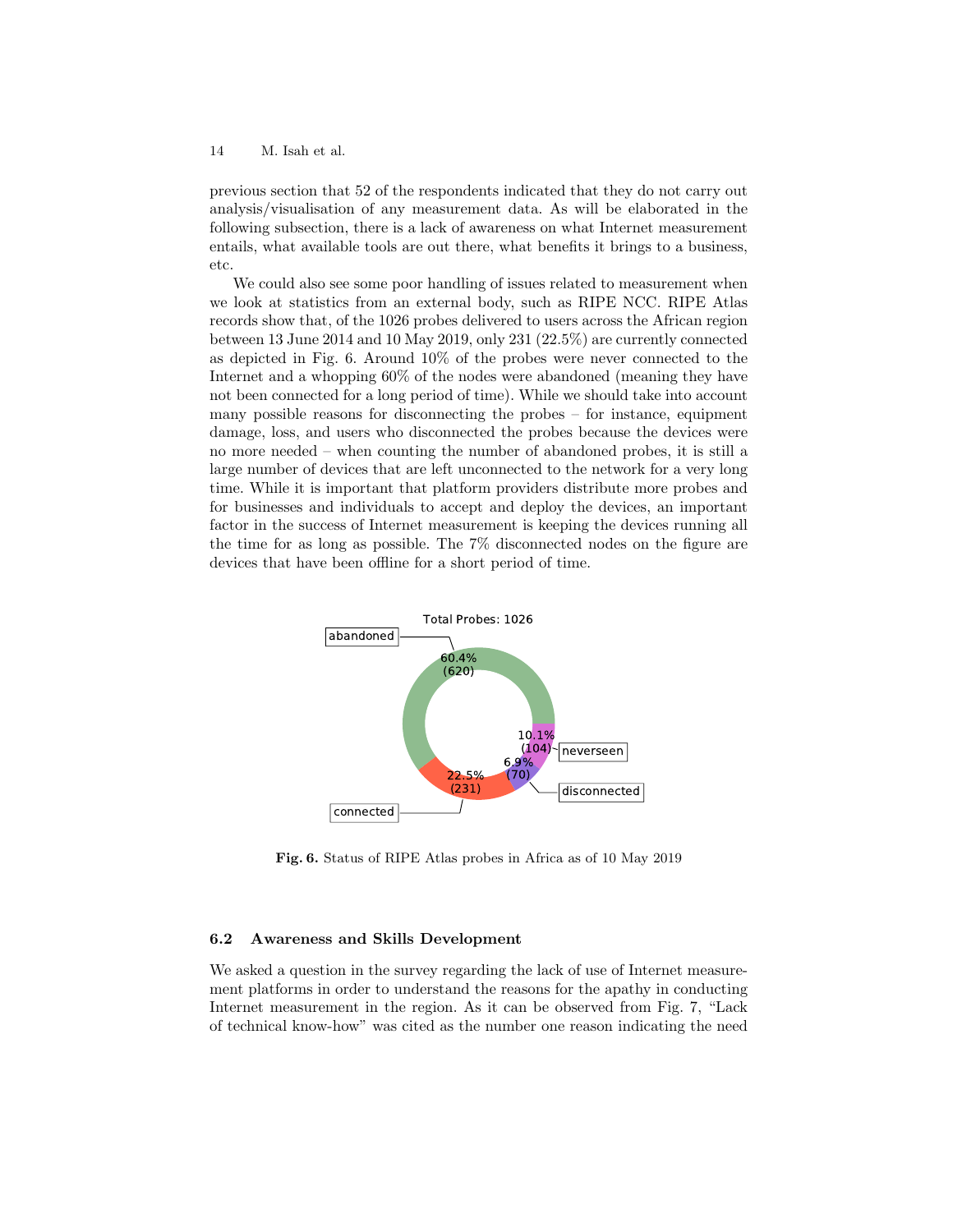previous section that 52 of the respondents indicated that they do not carry out analysis/visualisation of any measurement data. As will be elaborated in the following subsection, there is a lack of awareness on what Internet measurement entails, what available tools are out there, what benefits it brings to a business, etc.

We could also see some poor handling of issues related to measurement when we look at statistics from an external body, such as RIPE NCC. RIPE Atlas records show that, of the 1026 probes delivered to users across the African region between 13 June 2014 and 10 May 2019, only 231 (22.5%) are currently connected as depicted in Fig. 6. Around 10% of the probes were never connected to the Internet and a whopping 60% of the nodes were abandoned (meaning they have not been connected for a long period of time). While we should take into account many possible reasons for disconnecting the probes – for instance, equipment damage, loss, and users who disconnected the probes because the devices were no more needed – when counting the number of abandoned probes, it is still a large number of devices that are left unconnected to the network for a very long time. While it is important that platform providers distribute more probes and for businesses and individuals to accept and deploy the devices, an important factor in the success of Internet measurement is keeping the devices running all the time for as long as possible. The 7% disconnected nodes on the figure are devices that have been offline for a short period of time.

Total Probes: 1026

| Status | Percentage | Count |
|---|---|---|
| abandoned | 60.4% | 620 |
| connected | 22.5% | 231 |
| disconnected | 6.9% | 70 |
| neverseen | 10.1% | 104 |

**Fig. 6.** Status of RIPE Atlas probes in Africa as of 10 May 2019

### 6.2 Awareness and Skills Development

We asked a question in the survey regarding the lack of use of Internet measurement platforms in order to understand the reasons for the apathy in conducting Internet measurement in the region. As it can be observed from Fig. 7, "Lack of technical know-how" was cited as the number one reason indicating the need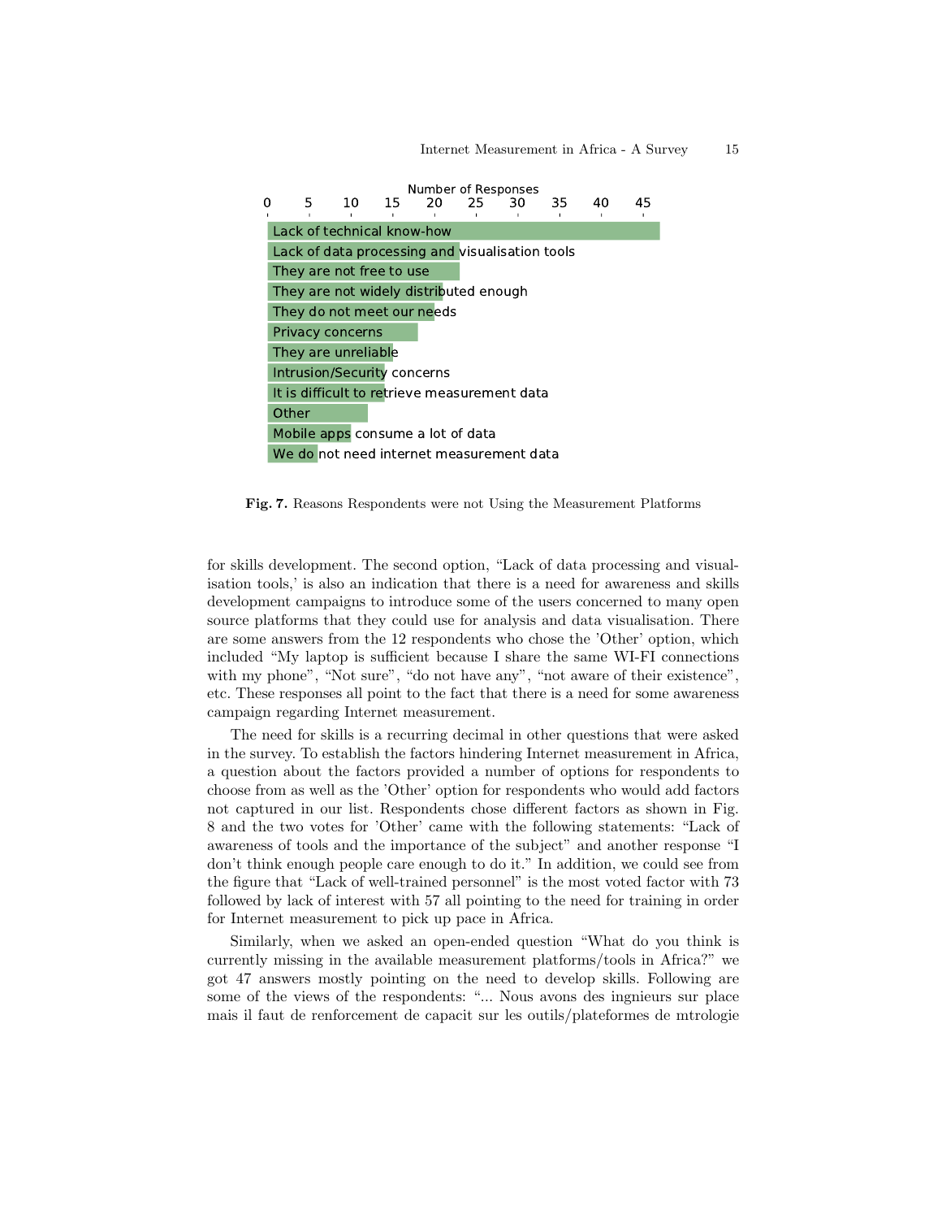**Fig. 7.** Reasons Respondents were not Using the Measurement Platforms

for skills development. The second option, "Lack of data processing and visualisation tools,' is also an indication that there is a need for awareness and skills development campaigns to introduce some of the users concerned to many open source platforms that they could use for analysis and data visualisation. There are some answers from the 12 respondents who chose the 'Other' option, which included "My laptop is sufficient because I share the same WI-FI connections with my phone", "Not sure", "do not have any", "not aware of their existence", etc. These responses all point to the fact that there is a need for some awareness campaign regarding Internet measurement.

The need for skills is a recurring decimal in other questions that were asked in the survey. To establish the factors hindering Internet measurement in Africa, a question about the factors provided a number of options for respondents to choose from as well as the 'Other' option for respondents who would add factors not captured in our list. Respondents chose different factors as shown in Fig. 8 and the two votes for 'Other' came with the following statements: "Lack of awareness of tools and the importance of the subject" and another response "I don't think enough people care enough to do it." In addition, we could see from the figure that "Lack of well-trained personnel" is the most voted factor with 73 followed by lack of interest with 57 all pointing to the need for training in order for Internet measurement to pick up pace in Africa.

Similarly, when we asked an open-ended question "What do you think is currently missing in the available measurement platforms/tools in Africa?" we got 47 answers mostly pointing on the need to develop skills. Following are some of the views of the respondents: "... Nous avons des ingnieurs sur place mais il faut de renforcement de capacit sur les outils/plateformes de mtrologie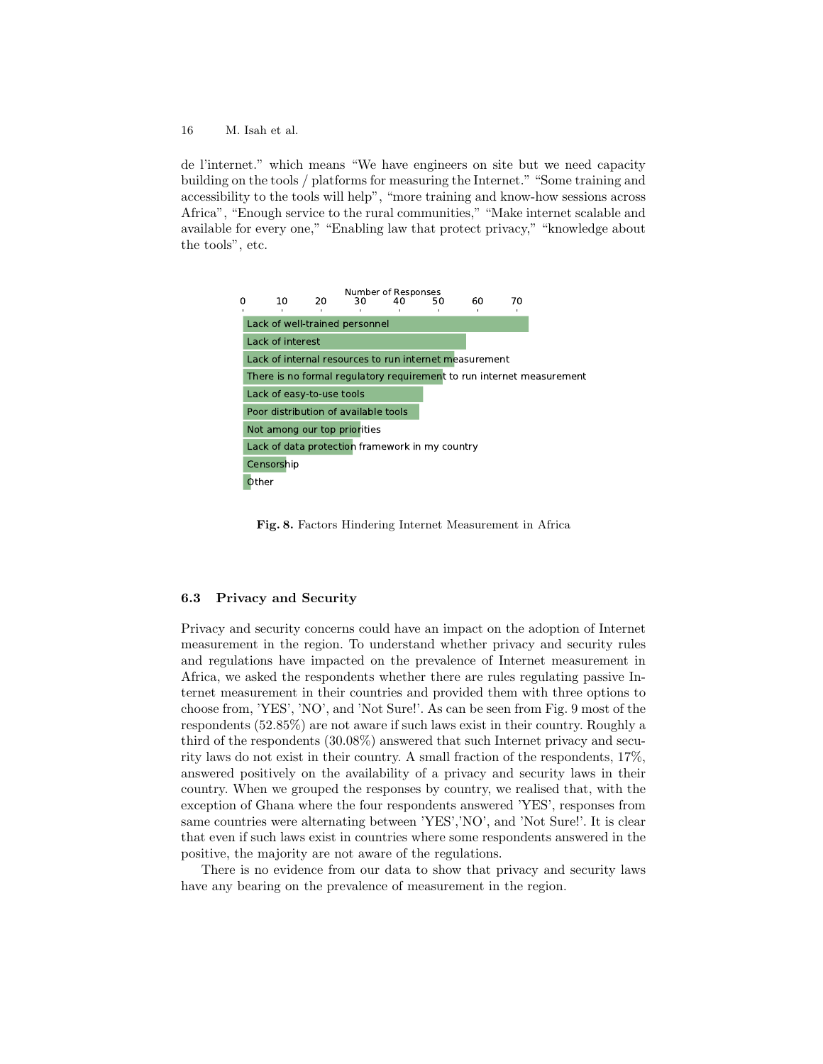de l'internet." which means "We have engineers on site but we need capacity building on the tools / platforms for measuring the Internet." "Some training and accessibility to the tools will help", "more training and know-how sessions across Africa", "Enough service to the rural communities," "Make internet scalable and available for every one," "Enabling law that protect privacy," "knowledge about the tools", etc.

**Fig. 8.** Factors Hindering Internet Measurement in Africa

### 6.3 Privacy and Security

Privacy and security concerns could have an impact on the adoption of Internet measurement in the region. To understand whether privacy and security rules and regulations have impacted on the prevalence of Internet measurement in Africa, we asked the respondents whether there are rules regulating passive Internet measurement in their countries and provided them with three options to choose from, 'YES', 'NO', and 'Not Sure!'. As can be seen from Fig. 9 most of the respondents (52.85%) are not aware if such laws exist in their country. Roughly a third of the respondents (30.08%) answered that such Internet privacy and security laws do not exist in their country. A small fraction of the respondents, 17%, answered positively on the availability of a privacy and security laws in their country. When we grouped the responses by country, we realised that, with the exception of Ghana where the four respondents answered 'YES', responses from same countries were alternating between 'YES','NO', and 'Not Sure!'. It is clear that even if such laws exist in countries where some respondents answered in the positive, the majority are not aware of the regulations.

There is no evidence from our data to show that privacy and security laws have any bearing on the prevalence of measurement in the region.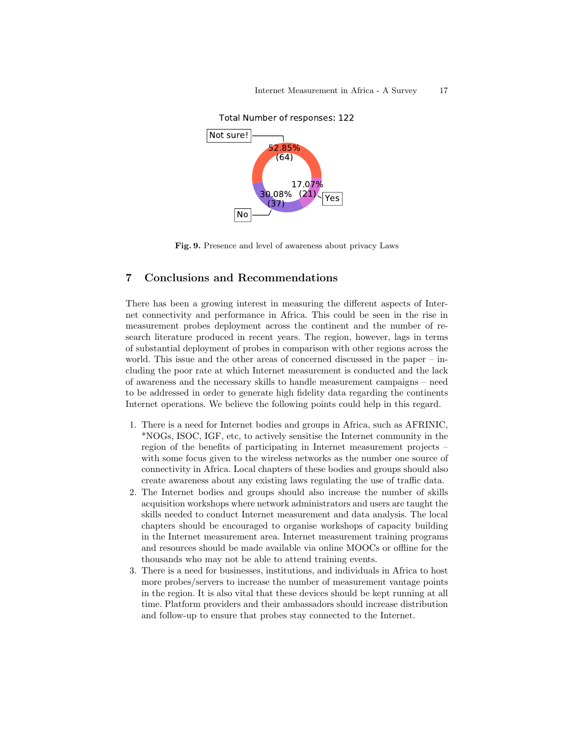Fig. 9. Presence and level of awareness about privacy Laws

## 7 Conclusions and Recommendations

There has been a growing interest in measuring the different aspects of Internet connectivity and performance in Africa. This could be seen in the rise in measurement probes deployment across the continent and the number of research literature produced in recent years. The region, however, lags in terms of substantial deployment of probes in comparison with other regions across the world. This issue and the other areas of concerned discussed in the paper – including the poor rate at which Internet measurement is conducted and the lack of awareness and the necessary skills to handle measurement campaigns – need to be addressed in order to generate high fidelity data regarding the continents Internet operations. We believe the following points could help in this regard.

1. There is a need for Internet bodies and groups in Africa, such as AFRINIC, *NOGs, ISOC, IGF, etc, to actively sensitise the Internet community in the region of the benefits of participating in Internet measurement projects – with some focus given to the wireless networks as the number one source of connectivity in Africa. Local chapters of these bodies and groups should also create awareness about any existing laws regulating the use of traffic data.
2. The Internet bodies and groups should also increase the number of skills acquisition workshops where network administrators and users are taught the skills needed to conduct Internet measurement and data analysis. The local chapters should be encouraged to organise workshops of capacity building in the Internet measurement area. Internet measurement training programs and resources should be made available via online MOOCs or offline for the thousands who may not be able to attend training events.
3. There is a need for businesses, institutions, and individuals in Africa to host more probes/servers to increase the number of measurement vantage points in the region. It is also vital that these devices should be kept running at all time. Platform providers and their ambassadors should increase distribution and follow-up to ensure that probes stay connected to the Internet.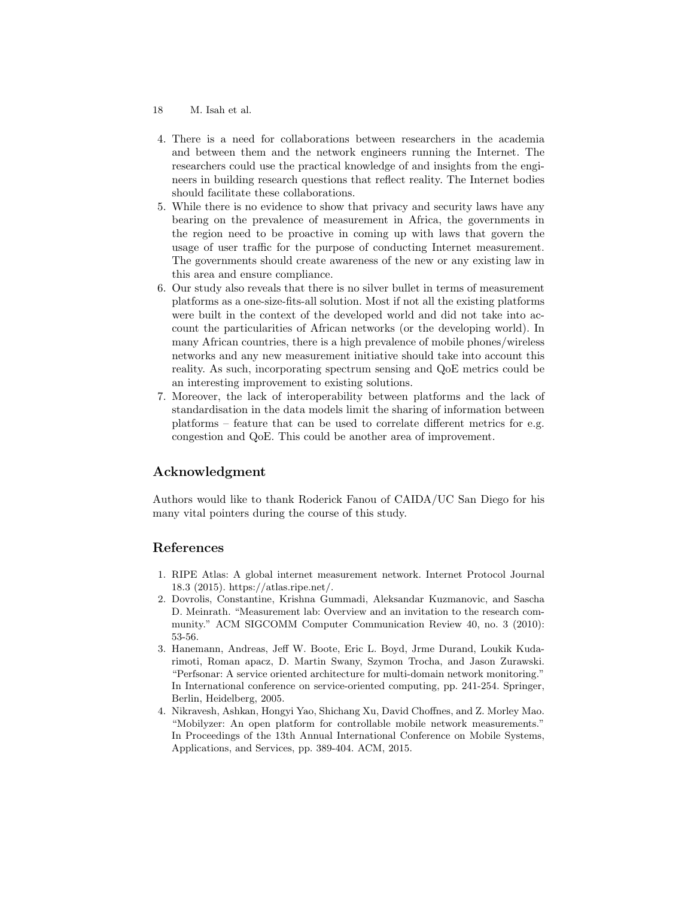4. There is a need for collaborations between researchers in the academia and between them and the network engineers running the Internet. The researchers could use the practical knowledge of and insights from the engineers in building research questions that reflect reality. The Internet bodies should facilitate these collaborations.
5. While there is no evidence to show that privacy and security laws have any bearing on the prevalence of measurement in Africa, the governments in the region need to be proactive in coming up with laws that govern the usage of user traffic for the purpose of conducting Internet measurement. The governments should create awareness of the new or any existing law in this area and ensure compliance.
6. Our study also reveals that there is no silver bullet in terms of measurement platforms as a one-size-fits-all solution. Most if not all the existing platforms were built in the context of the developed world and did not take into account the particularities of African networks (or the developing world). In many African countries, there is a high prevalence of mobile phones/wireless networks and any new measurement initiative should take into account this reality. As such, incorporating spectrum sensing and QoE metrics could be an interesting improvement to existing solutions.
7. Moreover, the lack of interoperability between platforms and the lack of standardisation in the data models limit the sharing of information between platforms – feature that can be used to correlate different metrics for e.g. congestion and QoE. This could be another area of improvement.

## Acknowledgment

Authors would like to thank Roderick Fanou of CAIDA/UC San Diego for his many vital pointers during the course of this study.

## References

1. RIPE Atlas: A global internet measurement network. Internet Protocol Journal 18.3 (2015). https://atlas.ripe.net/.
2. Dovrolis, Constantine, Krishna Gummadi, Aleksandar Kuzmanovic, and Sascha D. Meinrath. "Measurement lab: Overview and an invitation to the research community." ACM SIGCOMM Computer Communication Review 40, no. 3 (2010): 53-56.
3. Hanemann, Andreas, Jeff W. Boote, Eric L. Boyd, Jrme Durand, Loukik Kudarimoti, Roman apacz, D. Martin Swany, Szymon Trocha, and Jason Zurawski. "Perfsonar: A service oriented architecture for multi-domain network monitoring." In International conference on service-oriented computing, pp. 241-254. Springer, Berlin, Heidelberg, 2005.
4. Nikravesh, Ashkan, Hongyi Yao, Shichang Xu, David Choffnes, and Z. Morley Mao. "Mobilyzer: An open platform for controllable mobile network measurements." In Proceedings of the 13th Annual International Conference on Mobile Systems, Applications, and Services, pp. 389-404. ACM, 2015.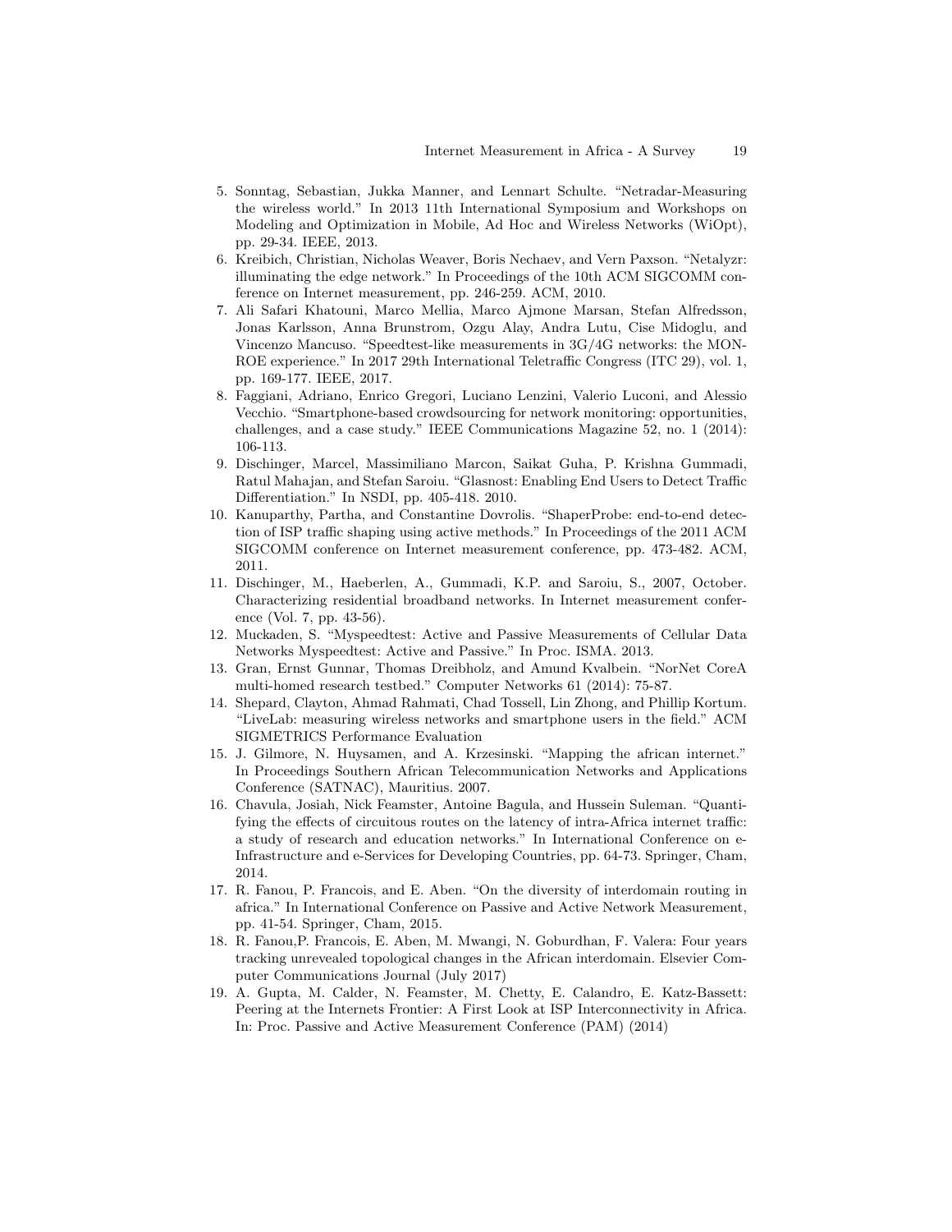5. Sonntag, Sebastian, Jukka Manner, and Lennart Schulte. "Netradar-Measuring the wireless world." In 2013 11th International Symposium and Workshops on Modeling and Optimization in Mobile, Ad Hoc and Wireless Networks (WiOpt), pp. 29-34. IEEE, 2013.
6. Kreibich, Christian, Nicholas Weaver, Boris Nechaev, and Vern Paxson. "Netalyzr: illuminating the edge network." In Proceedings of the 10th ACM SIGCOMM conference on Internet measurement, pp. 246-259. ACM, 2010.
7. Ali Safari Khatouni, Marco Mellia, Marco Ajmone Marsan, Stefan Alfredsson, Jonas Karlsson, Anna Brunstrom, Ozgu Alay, Andra Lutu, Cise Midoglu, and Vincenzo Mancuso. "Speedtest-like measurements in 3G/4G networks: the MONROE experience." In 2017 29th International Teletraffic Congress (ITC 29), vol. 1, pp. 169-177. IEEE, 2017.
8. Faggiani, Adriano, Enrico Gregori, Luciano Lenzini, Valerio Luconi, and Alessio Vecchio. "Smartphone-based crowdsourcing for network monitoring: opportunities, challenges, and a case study." IEEE Communications Magazine 52, no. 1 (2014): 106-113.
9. Dischinger, Marcel, Massimiliano Marcon, Saikat Guha, P. Krishna Gummadi, Ratul Mahajan, and Stefan Saroiu. "Glasnost: Enabling End Users to Detect Traffic Differentiation." In NSDI, pp. 405-418. 2010.
10. Kanuparthy, Partha, and Constantine Dovrolis. "ShaperProbe: end-to-end detection of ISP traffic shaping using active methods." In Proceedings of the 2011 ACM SIGCOMM conference on Internet measurement conference, pp. 473-482. ACM, 2011.
11. Dischinger, M., Haeberlen, A., Gummadi, K.P. and Saroiu, S., 2007, October. Characterizing residential broadband networks. In Internet measurement conference (Vol. 7, pp. 43-56).
12. Muckaden, S. "Myspeedtest: Active and Passive Measurements of Cellular Data Networks Myspeedtest: Active and Passive." In Proc. ISMA. 2013.
13. Gran, Ernst Gunnar, Thomas Dreibholz, and Amund Kvalbein. "NorNet CoreA multi-homed research testbed." Computer Networks 61 (2014): 75-87.
14. Shepard, Clayton, Ahmad Rahmati, Chad Tossell, Lin Zhong, and Phillip Kortum. "LiveLab: measuring wireless networks and smartphone users in the field." ACM SIGMETRICS Performance Evaluation
15. J. Gilmore, N. Huysamen, and A. Krzesinski. "Mapping the african internet." In Proceedings Southern African Telecommunication Networks and Applications Conference (SATNAC), Mauritius. 2007.
16. Chavula, Josiah, Nick Feamster, Antoine Bagula, and Hussein Suleman. "Quantifying the effects of circuitous routes on the latency of intra-Africa internet traffic: a study of research and education networks." In International Conference on e-Infrastructure and e-Services for Developing Countries, pp. 64-73. Springer, Cham, 2014.
17. R. Fanou, P. Francois, and E. Aben. "On the diversity of interdomain routing in africa." In International Conference on Passive and Active Network Measurement, pp. 41-54. Springer, Cham, 2015.
18. R. Fanou,P. Francois, E. Aben, M. Mwangi, N. Goburdhan, F. Valera: Four years tracking unrevealed topological changes in the African interdomain. Elsevier Computer Communications Journal (July 2017)
19. A. Gupta, M. Calder, N. Feamster, M. Chetty, E. Calandro, E. Katz-Bassett: Peering at the Internets Frontier: A First Look at ISP Interconnectivity in Africa. In: Proc. Passive and Active Measurement Conference (PAM) (2014)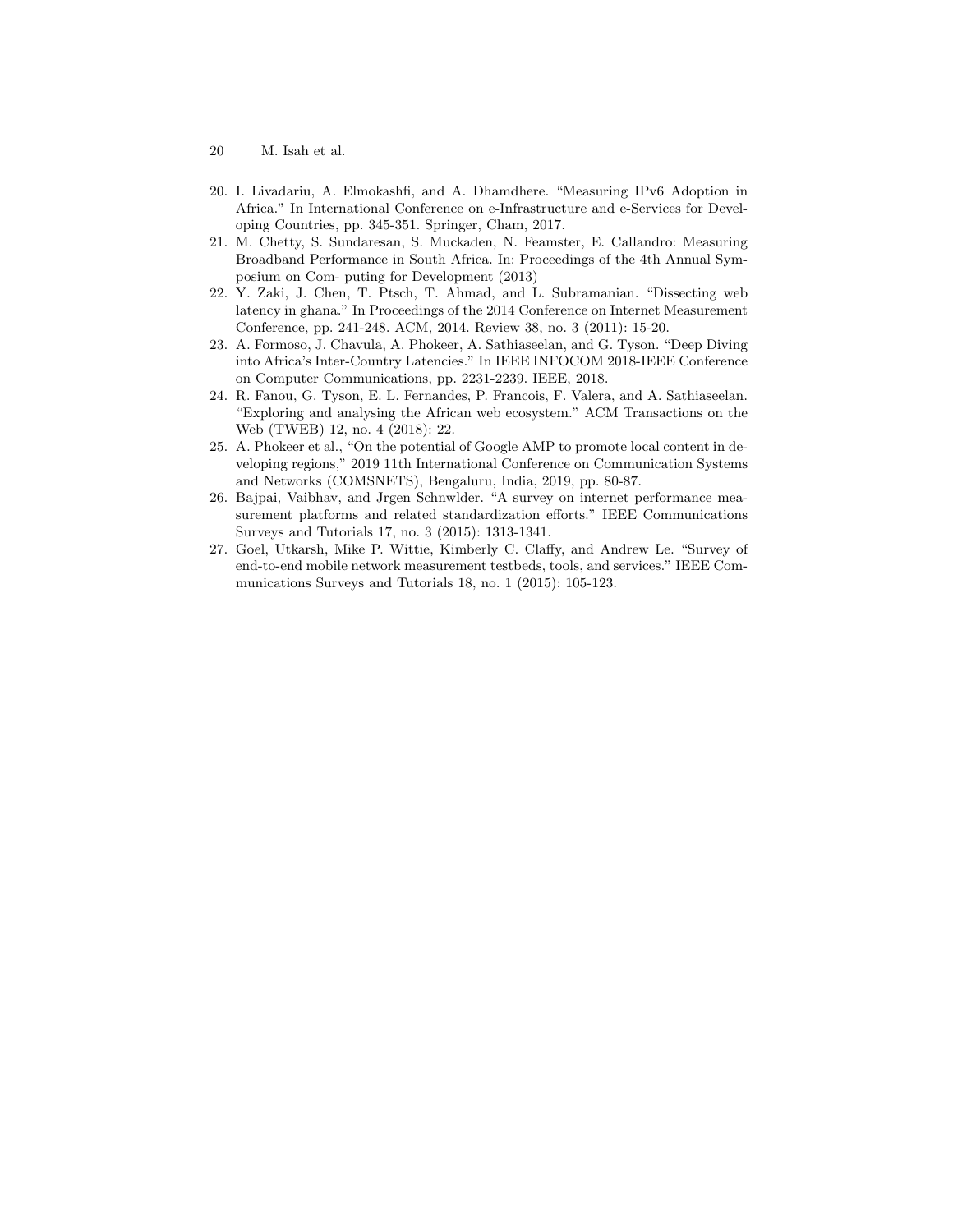20. I. Livadariu, A. Elmokashfi, and A. Dhamdhere. "Measuring IPv6 Adoption in Africa." In International Conference on e-Infrastructure and e-Services for Developing Countries, pp. 345-351. Springer, Cham, 2017.
21. M. Chetty, S. Sundaresan, S. Muckaden, N. Feamster, E. Callandro: Measuring Broadband Performance in South Africa. In: Proceedings of the 4th Annual Symposium on Com- puting for Development (2013)
22. Y. Zaki, J. Chen, T. Ptsch, T. Ahmad, and L. Subramanian. "Dissecting web latency in ghana." In Proceedings of the 2014 Conference on Internet Measurement Conference, pp. 241-248. ACM, 2014. Review 38, no. 3 (2011): 15-20.
23. A. Formoso, J. Chavula, A. Phokeer, A. Sathiaseelan, and G. Tyson. "Deep Diving into Africa's Inter-Country Latencies." In IEEE INFOCOM 2018-IEEE Conference on Computer Communications, pp. 2231-2239. IEEE, 2018.
24. R. Fanou, G. Tyson, E. L. Fernandes, P. Francois, F. Valera, and A. Sathiaseelan. "Exploring and analysing the African web ecosystem." ACM Transactions on the Web (TWEB) 12, no. 4 (2018): 22.
25. A. Phokeer et al., "On the potential of Google AMP to promote local content in developing regions," 2019 11th International Conference on Communication Systems and Networks (COMSNETS), Bengaluru, India, 2019, pp. 80-87.
26. Bajpai, Vaibhav, and Jrgen Schnwlder. "A survey on internet performance measurement platforms and related standardization efforts." IEEE Communications Surveys and Tutorials 17, no. 3 (2015): 1313-1341.
27. Goel, Utkarsh, Mike P. Wittie, Kimberly C. Claffy, and Andrew Le. "Survey of end-to-end mobile network measurement testbeds, tools, and services." IEEE Communications Surveys and Tutorials 18, no. 1 (2015): 105-123.